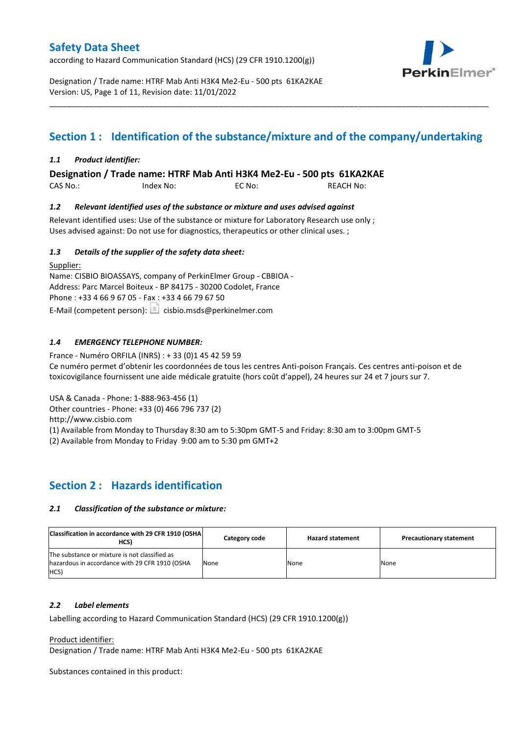# Safety Data Sheet

according to Hazard Communication Standard (HCS) (29 CFR 1910.1200(g))

Designation / Trade name: HTRF Mab Anti H3K4 Me2-Eu - 500 pts 61KA2KAE
Version: US, Page 1 of 11, Revision date: 11/01/2022

## Section 1 : Identification of the substance/mixture and of the company/undertaking

### *1.1 Product identifier:*

**Designation / Trade name: HTRF Mab Anti H3K4 Me2-Eu - 500 pts 61KA2KAE**

CAS No.: Index No: EC No: REACH No:

### *1.2 Relevant identified uses of the substance or mixture and uses advised against*

Relevant identified uses: Use of the substance or mixture for Laboratory Research use only ;
Uses advised against: Do not use for diagnostics, therapeutics or other clinical uses. ;

### *1.3 Details of the supplier of the safety data sheet:*

Supplier:
Name: CISBIO BIOASSAYS, company of PerkinElmer Group - CBBIOA -
Address: Parc Marcel Boiteux - BP 84175 - 30200 Codolet, France
Phone : +33 4 66 9 67 05 - Fax : +33 4 66 79 67 50
E-Mail (competent person): cisbio.msds@perkinelmer.com

### *1.4 EMERGENCY TELEPHONE NUMBER:*

France - Numéro ORFILA (INRS) : + 33 (0)1 45 42 59 59
Ce numéro permet d'obtenir les coordonnées de tous les centres Anti-poison Français. Ces centres anti-poison et de toxicovigilance fournissent une aide médicale gratuite (hors coût d'appel), 24 heures sur 24 et 7 jours sur 7.

USA & Canada - Phone: 1-888-963-456 (1)
Other countries - Phone: +33 (0) 466 796 737 (2)
http://www.cisbio.com
(1) Available from Monday to Thursday 8:30 am to 5:30pm GMT-5 and Friday: 8:30 am to 3:00pm GMT-5
(2) Available from Monday to Friday 9:00 am to 5:30 pm GMT+2

## Section 2 : Hazards identification

### *2.1 Classification of the substance or mixture:*

| Classification in accordance with 29 CFR 1910 (OSHA HCS) | Category code | Hazard statement | Precautionary statement |
|---|---|---|---|
| The substance or mixture is not classified as hazardous in accordance with 29 CFR 1910 (OSHA HCS) | None | None | None |

### *2.2 Label elements*

Labelling according to Hazard Communication Standard (HCS) (29 CFR 1910.1200(g))

Product identifier:
Designation / Trade name: HTRF Mab Anti H3K4 Me2-Eu - 500 pts 61KA2KAE

Substances contained in this product: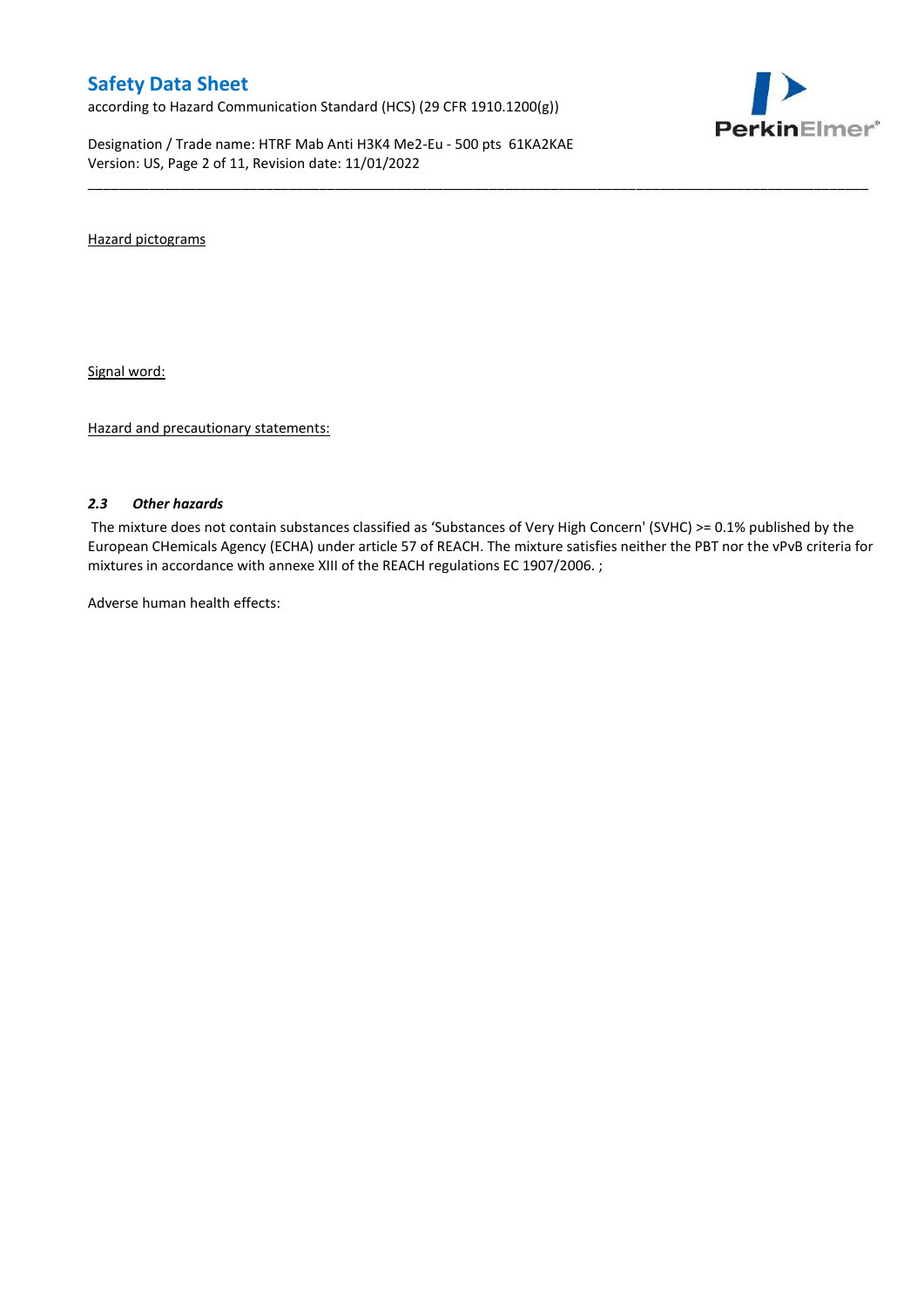Hazard pictograms

Signal word:

Hazard and precautionary statements:

### *2.3 Other hazards*

The mixture does not contain substances classified as 'Substances of Very High Concern' (SVHC) >= 0.1% published by the European CHemicals Agency (ECHA) under article 57 of REACH. The mixture satisfies neither the PBT nor the vPvB criteria for mixtures in accordance with annexe XIII of the REACH regulations EC 1907/2006. ;

Adverse human health effects: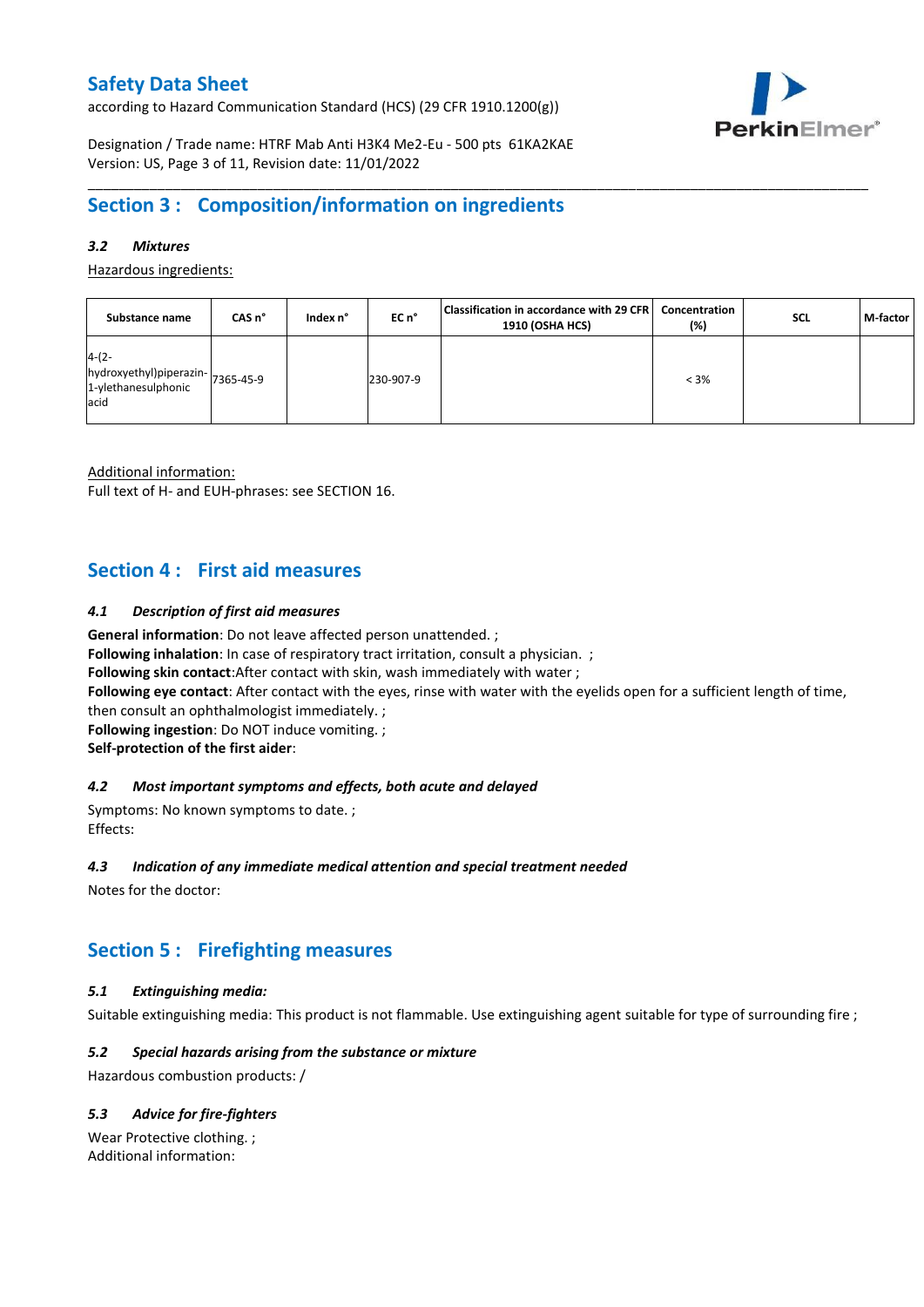## Section 3 : Composition/information on ingredients

### *3.2 Mixtures*

Hazardous ingredients:

| Substance name | CAS n° | Index n° | EC n° | Classification in accordance with 29 CFR 1910 (OSHA HCS) | Concentration (%) | SCL | M-factor |
|---|---|---|---|---|---|---|---|
| 4-(2-hydroxyethyl)piperazin-1-ylethanesulphonic acid | 7365-45-9 | | 230-907-9 | | < 3% | | |

Additional information:
Full text of H- and EUH-phrases: see SECTION 16.

## Section 4 : First aid measures

### *4.1 Description of first aid measures*

**General information**: Do not leave affected person unattended. ;
**Following inhalation**: In case of respiratory tract irritation, consult a physician. ;
**Following skin contact**:After contact with skin, wash immediately with water ;
**Following eye contact**: After contact with the eyes, rinse with water with the eyelids open for a sufficient length of time, then consult an ophthalmologist immediately. ;
**Following ingestion**: Do NOT induce vomiting. ;
**Self-protection of the first aider**:

### *4.2 Most important symptoms and effects, both acute and delayed*

Symptoms: No known symptoms to date. ;
Effects:

### *4.3 Indication of any immediate medical attention and special treatment needed*

Notes for the doctor:

## Section 5 : Firefighting measures

### *5.1 Extinguishing media:*

Suitable extinguishing media: This product is not flammable. Use extinguishing agent suitable for type of surrounding fire ;

### *5.2 Special hazards arising from the substance or mixture*

Hazardous combustion products: /

### *5.3 Advice for fire-fighters*

Wear Protective clothing. ;
Additional information: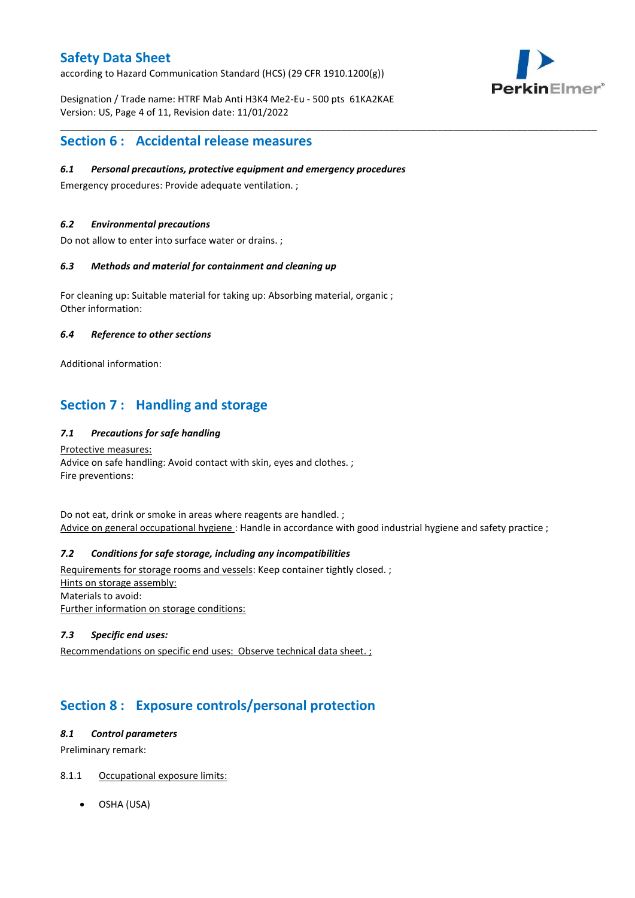## Section 6 : Accidental release measures

### *6.1 Personal precautions, protective equipment and emergency procedures*

Emergency procedures: Provide adequate ventilation. ;

### *6.2 Environmental precautions*

Do not allow to enter into surface water or drains. ;

### *6.3 Methods and material for containment and cleaning up*

For cleaning up: Suitable material for taking up: Absorbing material, organic ;
Other information:

### *6.4 Reference to other sections*

Additional information:

## Section 7 : Handling and storage

### *7.1 Precautions for safe handling*

Protective measures:
Advice on safe handling: Avoid contact with skin, eyes and clothes. ;
Fire preventions:

Do not eat, drink or smoke in areas where reagents are handled. ;
Advice on general occupational hygiene : Handle in accordance with good industrial hygiene and safety practice ;

### *7.2 Conditions for safe storage, including any incompatibilities*

Requirements for storage rooms and vessels: Keep container tightly closed. ;
Hints on storage assembly:
Materials to avoid:
Further information on storage conditions:

### *7.3 Specific end uses:*

Recommendations on specific end uses: Observe technical data sheet. ;

## Section 8 : Exposure controls/personal protection

### *8.1 Control parameters*

Preliminary remark:

8.1.1 Occupational exposure limits:

- OSHA (USA)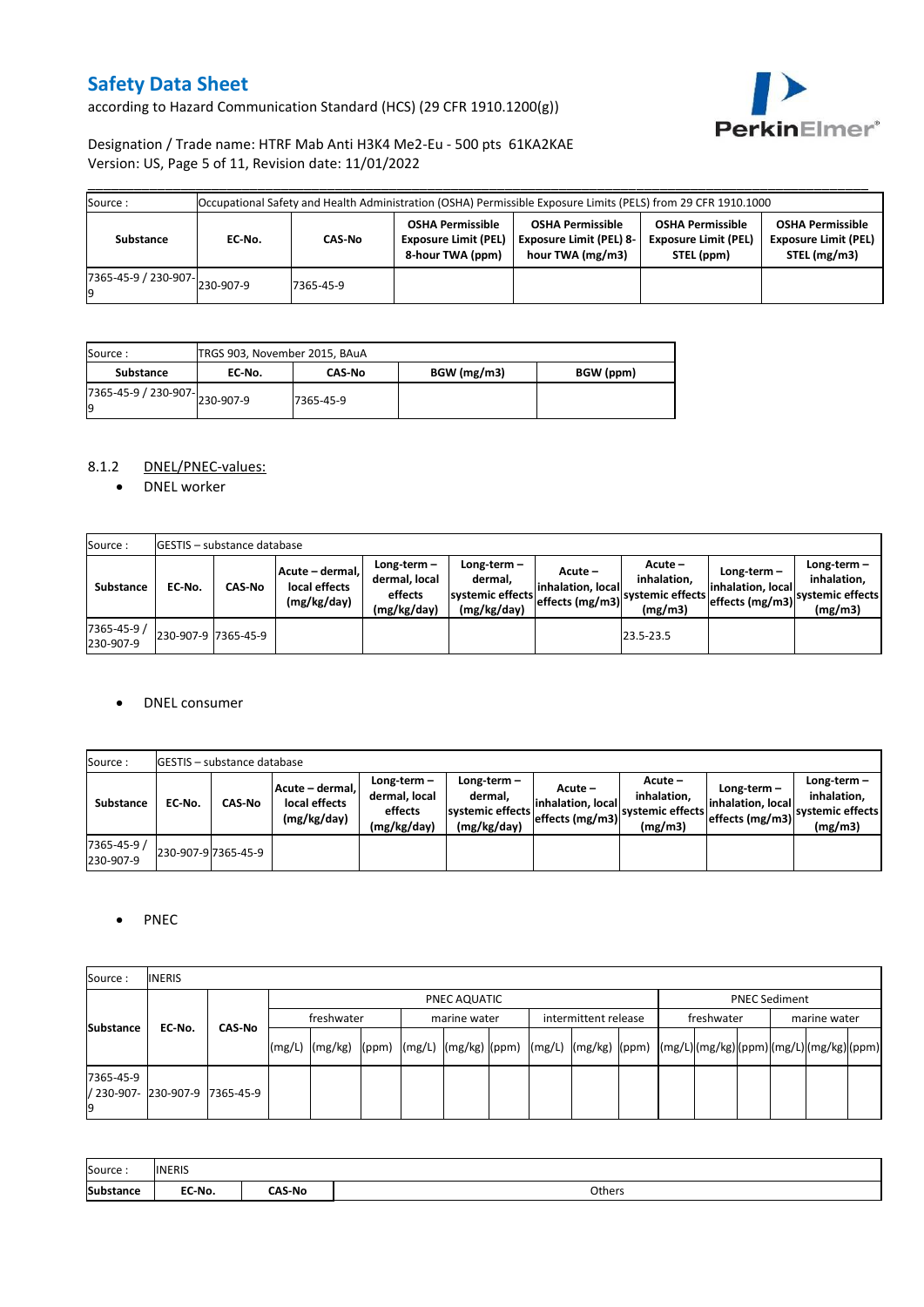| Source : | Occupational Safety and Health Administration (OSHA) Permissible Exposure Limits (PELS) from 29 CFR 1910.1000 | | | | | |
|---|---|---|---|---|---|---|
| **Substance** | **EC-No.** | **CAS-No** | **OSHA Permissible Exposure Limit (PEL) 8-hour TWA (ppm)** | **OSHA Permissible Exposure Limit (PEL) 8-hour TWA (mg/m3)** | **OSHA Permissible Exposure Limit (PEL) STEL (ppm)** | **OSHA Permissible Exposure Limit (PEL) STEL (mg/m3)** |
| 7365-45-9 / 230-907-9 | 230-907-9 | 7365-45-9 | | | | |

| Source : | TRGS 903, November 2015, BAuA | | | |
|---|---|---|---|---|
| **Substance** | **EC-No.** | **CAS-No** | **BGW (mg/m3)** | **BGW (ppm)** |
| 7365-45-9 / 230-907-9 | 230-907-9 | 7365-45-9 | | |

8.1.2 DNEL/PNEC-values:

- DNEL worker

| Source : | GESTIS – substance database | | | | | | | | | |
|---|---|---|---|---|---|---|---|---|---|---|
| **Substance** | **EC-No.** | **CAS-No** | **Acute – dermal, local effects (mg/kg/day)** | **Long-term – dermal, local effects (mg/kg/day)** | **Long-term – dermal, systemic effects (mg/kg/day)** | **Acute – inhalation, local effects (mg/m3)** | **Acute – inhalation, systemic effects (mg/m3)** | **Long-term – inhalation, local effects (mg/m3)** | **Long-term – inhalation, systemic effects (mg/m3)** |
| 7365-45-9 / 230-907-9 | 230-907-9 | 7365-45-9 | | | | | 23.5-23.5 | | |

- DNEL consumer

| Source : | GESTIS – substance database | | | | | | | | | |
|---|---|---|---|---|---|---|---|---|---|---|
| **Substance** | **EC-No.** | **CAS-No** | **Acute – dermal, local effects (mg/kg/day)** | **Long-term – dermal, local effects (mg/kg/day)** | **Long-term – dermal, systemic effects (mg/kg/day)** | **Acute – inhalation, local effects (mg/m3)** | **Acute – inhalation, systemic effects (mg/m3)** | **Long-term – inhalation, local effects (mg/m3)** | **Long-term – inhalation, systemic effects (mg/m3)** |
| 7365-45-9 / 230-907-9 | 230-907-9 | 7365-45-9 | | | | | | | |

- PNEC

| Source : | INERIS | | | | | | | | | | | | | | | | | | | | |
|---|---|---|---|---|---|---|---|---|---|---|---|---|---|---|---|---|---|---|---|---|---|
| **Substance** | **EC-No.** | **CAS-No** | PNEC AQUATIC | | | | | | | | | PNEC Sediment | | | | | |
| | | | freshwater | | | marine water | | | intermittent release | | | freshwater | | | marine water | | |
| | | | (mg/L) | (mg/kg) | (ppm) | (mg/L) | (mg/kg) | (ppm) | (mg/L) | (mg/kg) | (ppm) | (mg/L) | (mg/kg) | (ppm) | (mg/L) | (mg/kg) | (ppm) |
| 7365-45-9 / 230-907-9 | 230-907-9 | 7365-45-9 | | | | | | | | | | | | | | | |

| Source : | INERIS | | |
|---|---|---|---|
| **Substance** | **EC-No.** | **CAS-No** | Others |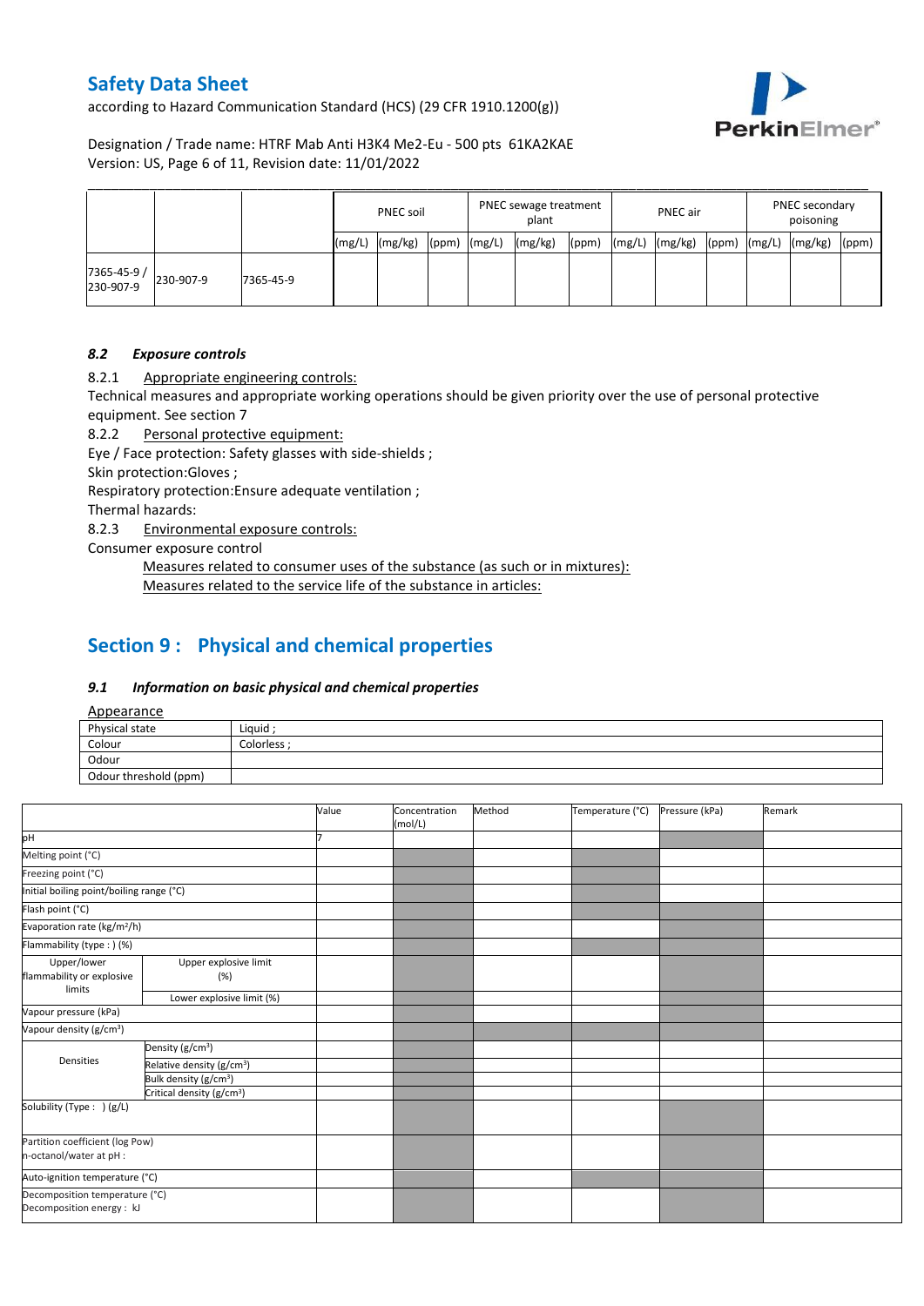|  |  |  | PNEC soil |  |  | PNEC sewage treatment plant |  |  | PNEC air |  |  | PNEC secondary poisoning |  |  |
|---|---|---|---|---|---|---|---|---|---|---|---|---|---|---|
|  |  |  | (mg/L) | (mg/kg) | (ppm) | (mg/L) | (mg/kg) | (ppm) | (mg/L) | (mg/kg) | (ppm) | (mg/L) | (mg/kg) | (ppm) |
| 7365-45-9 / 230-907-9 | 230-907-9 | 7365-45-9 |  |  |  |  |  |  |  |  |  |  |  |  |

### *8.2 Exposure controls*

8.2.1 Appropriate engineering controls:

Technical measures and appropriate working operations should be given priority over the use of personal protective equipment. See section 7

8.2.2 Personal protective equipment:

Eye / Face protection: Safety glasses with side-shields ;

Skin protection:Gloves ;

Respiratory protection:Ensure adequate ventilation ;

Thermal hazards:

8.2.3 Environmental exposure controls:

Consumer exposure control

Measures related to consumer uses of the substance (as such or in mixtures):

Measures related to the service life of the substance in articles:

## Section 9 : Physical and chemical properties

### *9.1 Information on basic physical and chemical properties*

Appearance

| Physical state | Liquid ; |
|---|---|
| Colour | Colorless ; |
| Odour |  |
| Odour threshold (ppm) |  |

|  |  | Value | Concentration (mol/L) | Method | Temperature (°C) | Pressure (kPa) | Remark |
|---|---|---|---|---|---|---|---|
| pH |  | 7 |  |  |  |  |  |
| Melting point (°C) |  |  |  |  |  |  |  |
| Freezing point (°C) |  |  |  |  |  |  |  |
| Initial boiling point/boiling range (°C) |  |  |  |  |  |  |  |
| Flash point (°C) |  |  |  |  |  |  |  |
| Evaporation rate (kg/m²/h) |  |  |  |  |  |  |  |
| Flammability (type : ) (%) |  |  |  |  |  |  |  |
| Upper/lower flammability or explosive limits | Upper explosive limit (%) |  |  |  |  |  |  |
|  | Lower explosive limit (%) |  |  |  |  |  |  |
| Vapour pressure (kPa) |  |  |  |  |  |  |  |
| Vapour density (g/cm³) |  |  |  |  |  |  |  |
| Densities | Density (g/cm³) |  |  |  |  |  |  |
|  | Relative density (g/cm³) |  |  |  |  |  |  |
|  | Bulk density (g/cm³) |  |  |  |  |  |  |
|  | Critical density (g/cm³) |  |  |  |  |  |  |
| Solubility (Type : ) (g/L) |  |  |  |  |  |  |  |
| Partition coefficient (log Pow) n-octanol/water at pH : |  |  |  |  |  |  |  |
| Auto-ignition temperature (°C) |  |  |  |  |  |  |  |
| Decomposition temperature (°C) Decomposition energy : kJ |  |  |  |  |  |  |  |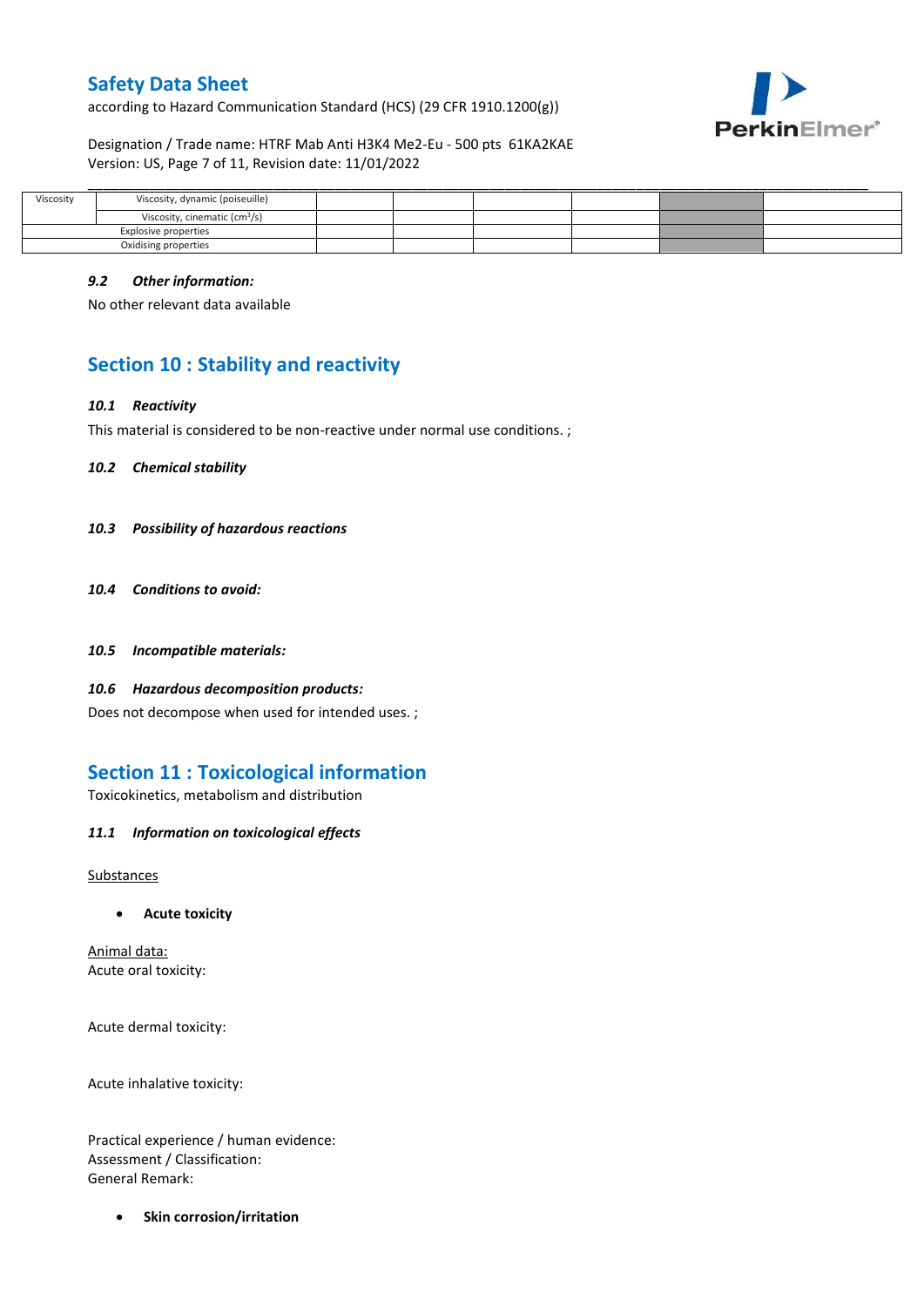| Viscosity | Viscosity, dynamic (poiseuille) | | | | | | |
|---|---|---|---|---|---|---|---|
| | Viscosity, cinematic (cm³/s) | | | | | | |
| Explosive properties | | | | | | | |
| Oxidising properties | | | | | | | |

### *9.2 Other information:*

No other relevant data available

## Section 10 : Stability and reactivity

### *10.1 Reactivity*

This material is considered to be non-reactive under normal use conditions. ;

### *10.2 Chemical stability*

### *10.3 Possibility of hazardous reactions*

### *10.4 Conditions to avoid:*

### *10.5 Incompatible materials:*

### *10.6 Hazardous decomposition products:*

Does not decompose when used for intended uses. ;

## Section 11 : Toxicological information

Toxicokinetics, metabolism and distribution

### *11.1 Information on toxicological effects*

Substances

- **Acute toxicity**

Animal data:
Acute oral toxicity:

Acute dermal toxicity:

Acute inhalative toxicity:

Practical experience / human evidence:
Assessment / Classification:
General Remark:

- **Skin corrosion/irritation**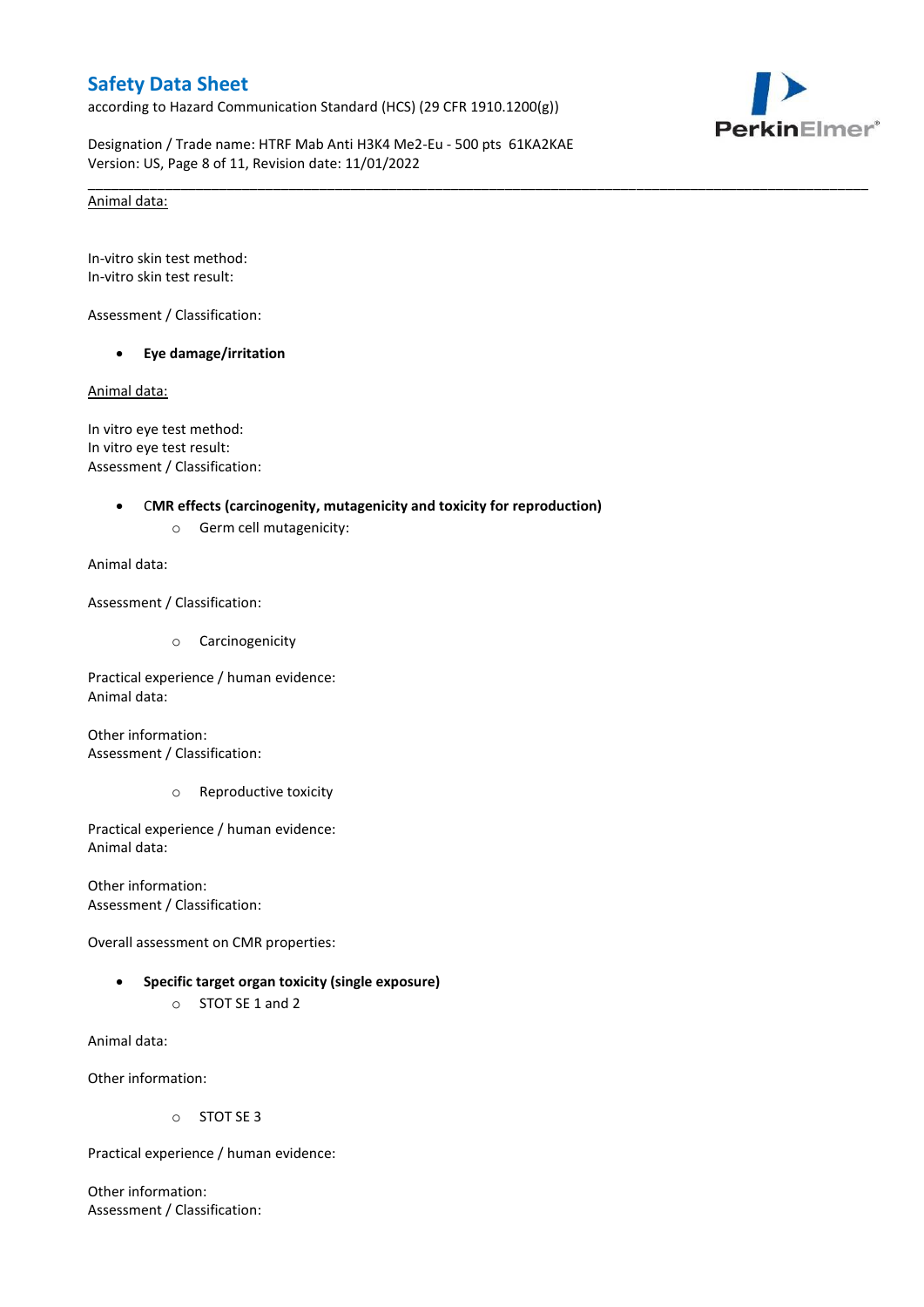Animal data:

In-vitro skin test method:
In-vitro skin test result:

Assessment / Classification:

- **Eye damage/irritation**

Animal data:

In vitro eye test method:
In vitro eye test result:
Assessment / Classification:

- **CMR effects (carcinogenity, mutagenicity and toxicity for reproduction)**
    - Germ cell mutagenicity:

Animal data:

Assessment / Classification:

- Carcinogenicity

Practical experience / human evidence:
Animal data:

Other information:
Assessment / Classification:

- Reproductive toxicity

Practical experience / human evidence:
Animal data:

Other information:
Assessment / Classification:

Overall assessment on CMR properties:

- **Specific target organ toxicity (single exposure)**
    - STOT SE 1 and 2

Animal data:

Other information:

- STOT SE 3

Practical experience / human evidence:

Other information:
Assessment / Classification: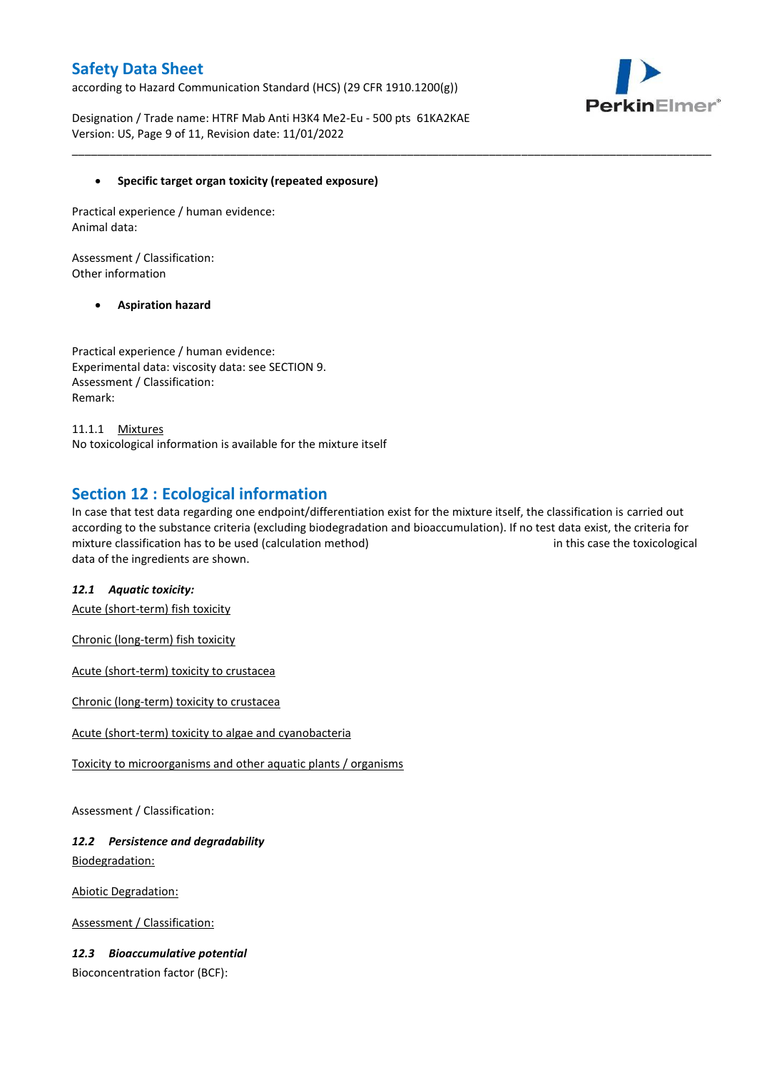- **Specific target organ toxicity (repeated exposure)**

Practical experience / human evidence:
Animal data:

Assessment / Classification:
Other information

- **Aspiration hazard**

Practical experience / human evidence:
Experimental data: viscosity data: see SECTION 9.
Assessment / Classification:
Remark:

11.1.1 Mixtures
No toxicological information is available for the mixture itself

## Section 12 : Ecological information

In case that test data regarding one endpoint/differentiation exist for the mixture itself, the classification is carried out according to the substance criteria (excluding biodegradation and bioaccumulation). If no test data exist, the criteria for mixture classification has to be used (calculation method) in this case the toxicological data of the ingredients are shown.

### *12.1 Aquatic toxicity:*

Acute (short-term) fish toxicity

Chronic (long-term) fish toxicity

Acute (short-term) toxicity to crustacea

Chronic (long-term) toxicity to crustacea

Acute (short-term) toxicity to algae and cyanobacteria

Toxicity to microorganisms and other aquatic plants / organisms

Assessment / Classification:

### *12.2 Persistence and degradability*

Biodegradation:

Abiotic Degradation:

Assessment / Classification:

### *12.3 Bioaccumulative potential*

Bioconcentration factor (BCF):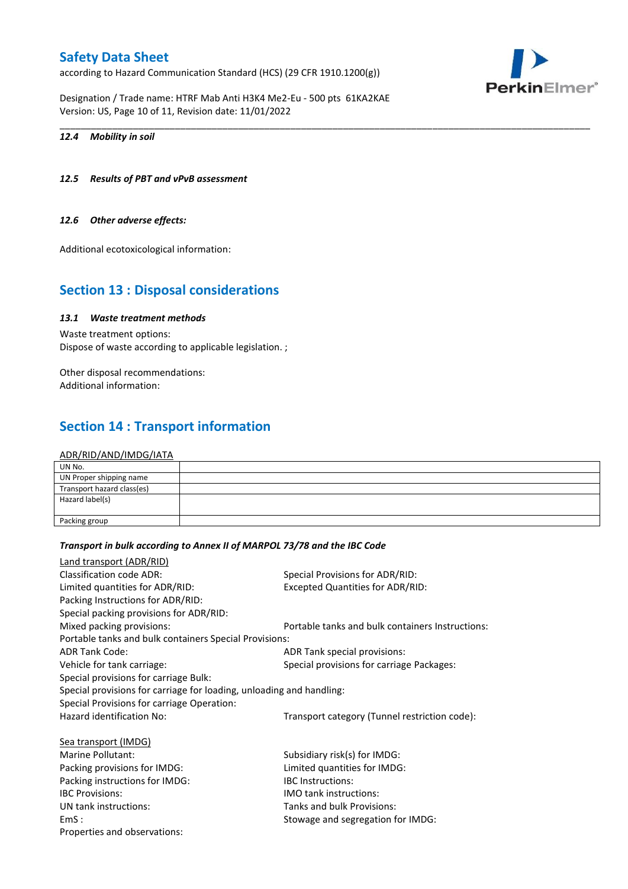*12.4 Mobility in soil*

*12.5 Results of PBT and vPvB assessment*

*12.6 Other adverse effects:*

Additional ecotoxicological information:

## Section 13 : Disposal considerations

*13.1 Waste treatment methods*

Waste treatment options:
Dispose of waste according to applicable legislation. ;

Other disposal recommendations:
Additional information:

## Section 14 : Transport information

ADR/RID/AND/IMDG/IATA

| UN No. | |
|---|---|
| UN Proper shipping name | |
| Transport hazard class(es) | |
| Hazard label(s) | |
| Packing group | |

*Transport in bulk according to Annex II of MARPOL 73/78 and the IBC Code*

Land transport (ADR/RID)

Classification code ADR:
Special Provisions for ADR/RID:
Limited quantities for ADR/RID:
Excepted Quantities for ADR/RID:
Packing Instructions for ADR/RID:
Special packing provisions for ADR/RID:
Mixed packing provisions:
Portable tanks and bulk containers Instructions:
Portable tanks and bulk containers Special Provisions:
ADR Tank Code:
ADR Tank special provisions:
Vehicle for tank carriage:
Special provisions for carriage Packages:
Special provisions for carriage Bulk:
Special provisions for carriage for loading, unloading and handling:
Special Provisions for carriage Operation:
Hazard identification No:
Transport category (Tunnel restriction code):

Sea transport (IMDG)

Marine Pollutant:
Subsidiary risk(s) for IMDG:
Packing provisions for IMDG:
Limited quantities for IMDG:
Packing instructions for IMDG:
IBC Instructions:
IBC Provisions:
IMO tank instructions:
UN tank instructions:
Tanks and bulk Provisions:
EmS :
Stowage and segregation for IMDG:
Properties and observations: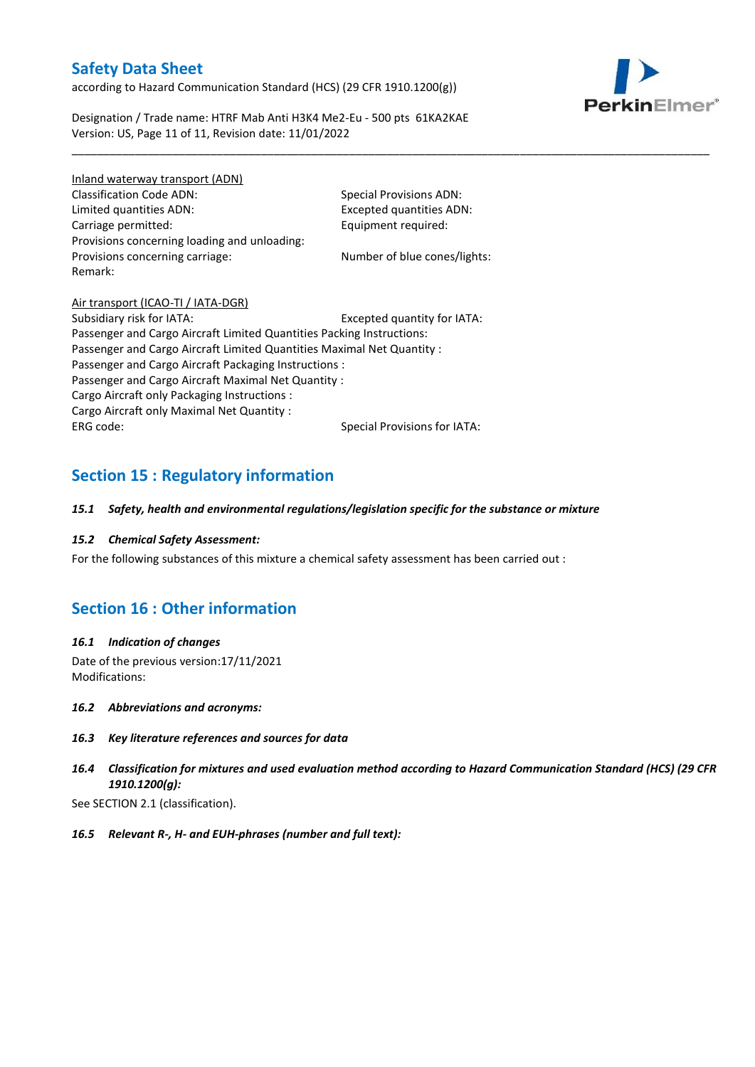Inland waterway transport (ADN)

Classification Code ADN:

Special Provisions ADN:

Limited quantities ADN:

Excepted quantities ADN:

Carriage permitted:

Equipment required:

Provisions concerning loading and unloading:

Provisions concerning carriage:

Number of blue cones/lights:

Remark:

Air transport (ICAO-TI / IATA-DGR)

Subsidiary risk for IATA:

Excepted quantity for IATA:

Passenger and Cargo Aircraft Limited Quantities Packing Instructions:

Passenger and Cargo Aircraft Limited Quantities Maximal Net Quantity :

Passenger and Cargo Aircraft Packaging Instructions :

Passenger and Cargo Aircraft Maximal Net Quantity :

Cargo Aircraft only Packaging Instructions :

Cargo Aircraft only Maximal Net Quantity :

ERG code:

Special Provisions for IATA:

## Section 15 : Regulatory information

### *15.1 Safety, health and environmental regulations/legislation specific for the substance or mixture*

### *15.2 Chemical Safety Assessment:*

For the following substances of this mixture a chemical safety assessment has been carried out :

## Section 16 : Other information

### *16.1 Indication of changes*

Date of the previous version:17/11/2021

Modifications:

### *16.2 Abbreviations and acronyms:*

### *16.3 Key literature references and sources for data*

### *16.4 Classification for mixtures and used evaluation method according to Hazard Communication Standard (HCS) (29 CFR 1910.1200(g):*

See SECTION 2.1 (classification).

### *16.5 Relevant R-, H- and EUH-phrases (number and full text):*